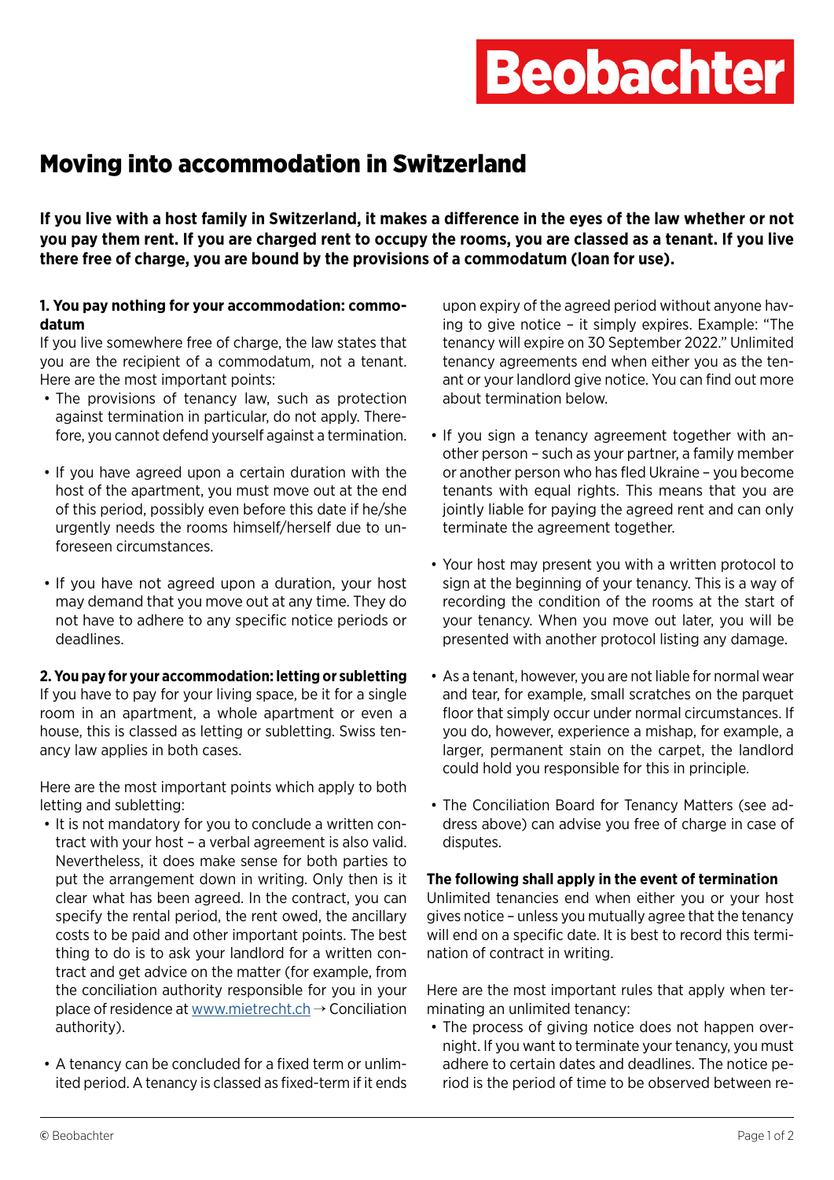Beobachter

# Moving into accommodation in Switzerland

**If you live with a host family in Switzerland, it makes a difference in the eyes of the law whether or not you pay them rent. If you are charged rent to occupy the rooms, you are classed as a tenant. If you live there free of charge, you are bound by the provisions of a commodatum (loan for use).**

### 1. You pay nothing for your accommodation: commodatum

If you live somewhere free of charge, the law states that you are the recipient of a commodatum, not a tenant. Here are the most important points:

- The provisions of tenancy law, such as protection against termination in particular, do not apply. Therefore, you cannot defend yourself against a termination.
- If you have agreed upon a certain duration with the host of the apartment, you must move out at the end of this period, possibly even before this date if he/she urgently needs the rooms himself/herself due to unforeseen circumstances.
- If you have not agreed upon a duration, your host may demand that you move out at any time. They do not have to adhere to any specific notice periods or deadlines.

### 2. You pay for your accommodation: letting or subletting

If you have to pay for your living space, be it for a single room in an apartment, a whole apartment or even a house, this is classed as letting or subletting. Swiss tenancy law applies in both cases.

Here are the most important points which apply to both letting and subletting:

- It is not mandatory for you to conclude a written contract with your host – a verbal agreement is also valid. Nevertheless, it does make sense for both parties to put the arrangement down in writing. Only then is it clear what has been agreed. In the contract, you can specify the rental period, the rent owed, the ancillary costs to be paid and other important points. The best thing to do is to ask your landlord for a written contract and get advice on the matter (for example, from the conciliation authority responsible for you in your place of residence at www.mietrecht.ch → Conciliation authority).
- A tenancy can be concluded for a fixed term or unlimited period. A tenancy is classed as fixed-term if it ends upon expiry of the agreed period without anyone having to give notice – it simply expires. Example: "The tenancy will expire on 30 September 2022." Unlimited tenancy agreements end when either you as the tenant or your landlord give notice. You can find out more about termination below.
- If you sign a tenancy agreement together with another person – such as your partner, a family member or another person who has fled Ukraine – you become tenants with equal rights. This means that you are jointly liable for paying the agreed rent and can only terminate the agreement together.
- Your host may present you with a written protocol to sign at the beginning of your tenancy. This is a way of recording the condition of the rooms at the start of your tenancy. When you move out later, you will be presented with another protocol listing any damage.
- As a tenant, however, you are not liable for normal wear and tear, for example, small scratches on the parquet floor that simply occur under normal circumstances. If you do, however, experience a mishap, for example, a larger, permanent stain on the carpet, the landlord could hold you responsible for this in principle.
- The Conciliation Board for Tenancy Matters (see address above) can advise you free of charge in case of disputes.

**The following shall apply in the event of termination**

Unlimited tenancies end when either you or your host gives notice – unless you mutually agree that the tenancy will end on a specific date. It is best to record this termination of contract in writing.

Here are the most important rules that apply when terminating an unlimited tenancy:

- The process of giving notice does not happen overnight. If you want to terminate your tenancy, you must adhere to certain dates and deadlines. The notice period is the period of time to be observed between re-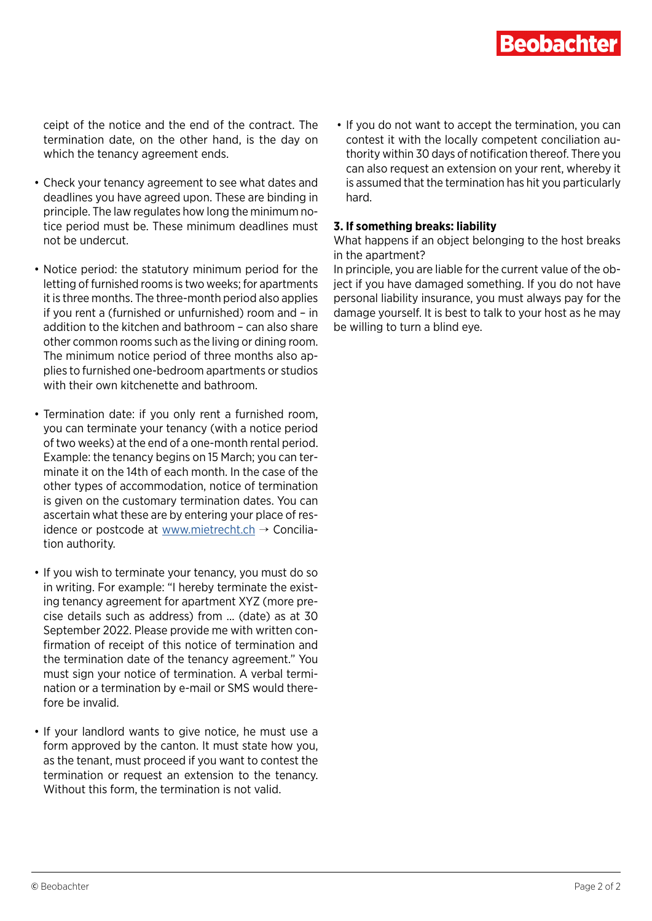ceipt of the notice and the end of the contract. The termination date, on the other hand, is the day on which the tenancy agreement ends.

- Check your tenancy agreement to see what dates and deadlines you have agreed upon. These are binding in principle. The law regulates how long the minimum notice period must be. These minimum deadlines must not be undercut.

- Notice period: the statutory minimum period for the letting of furnished rooms is two weeks; for apartments it is three months. The three-month period also applies if you rent a (furnished or unfurnished) room and – in addition to the kitchen and bathroom – can also share other common rooms such as the living or dining room. The minimum notice period of three months also applies to furnished one-bedroom apartments or studios with their own kitchenette and bathroom.

- Termination date: if you only rent a furnished room, you can terminate your tenancy (with a notice period of two weeks) at the end of a one-month rental period. Example: the tenancy begins on 15 March; you can terminate it on the 14th of each month. In the case of the other types of accommodation, notice of termination is given on the customary termination dates. You can ascertain what these are by entering your place of residence or postcode at www.mietrecht.ch → Conciliation authority.

- If you wish to terminate your tenancy, you must do so in writing. For example: "I hereby terminate the existing tenancy agreement for apartment XYZ (more precise details such as address) from ... (date) as at 30 September 2022. Please provide me with written confirmation of receipt of this notice of termination and the termination date of the tenancy agreement." You must sign your notice of termination. A verbal termination or a termination by e-mail or SMS would therefore be invalid.

- If your landlord wants to give notice, he must use a form approved by the canton. It must state how you, as the tenant, must proceed if you want to contest the termination or request an extension to the tenancy. Without this form, the termination is not valid.

- If you do not want to accept the termination, you can contest it with the locally competent conciliation authority within 30 days of notification thereof. There you can also request an extension on your rent, whereby it is assumed that the termination has hit you particularly hard.

**3. If something breaks: liability**

What happens if an object belonging to the host breaks in the apartment?

In principle, you are liable for the current value of the object if you have damaged something. If you do not have personal liability insurance, you must always pay for the damage yourself. It is best to talk to your host as he may be willing to turn a blind eye.